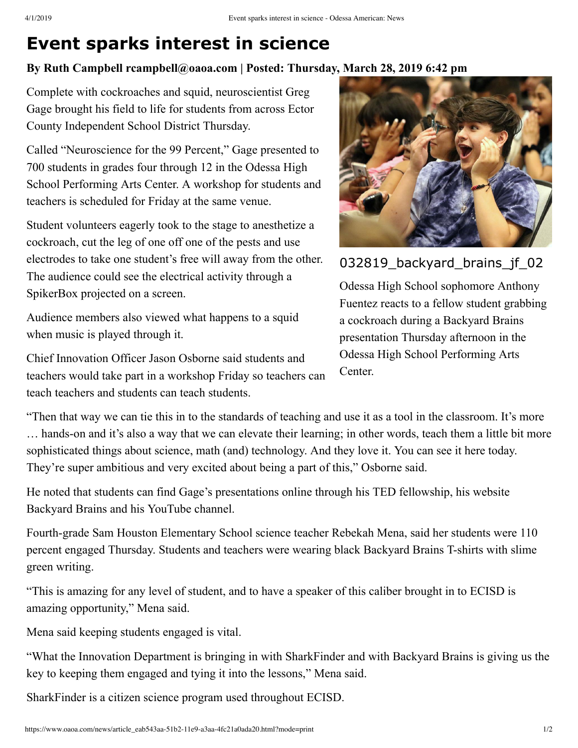# Event sparks interest in science

**By Ruth Campbell rcampbell@oaoa.com | Posted: Thursday, March 28, 2019 6:42 pm**

Complete with cockroaches and squid, neuroscientist Greg Gage brought his field to life for students from across Ector County Independent School District Thursday.

Called “Neuroscience for the 99 Percent,” Gage presented to 700 students in grades four through 12 in the Odessa High School Performing Arts Center. A workshop for students and teachers is scheduled for Friday at the same venue.

Student volunteers eagerly took to the stage to anesthetize a cockroach, cut the leg of one off one of the pests and use electrodes to take one student’s free will away from the other. The audience could see the electrical activity through a SpikerBox projected on a screen.

Audience members also viewed what happens to a squid when music is played through it.

Chief Innovation Officer Jason Osborne said students and teachers would take part in a workshop Friday so teachers can teach teachers and students can teach students.

032819_backyard_brains_jf_02

Odessa High School sophomore Anthony Fuentez reacts to a fellow student grabbing a cockroach during a Backyard Brains presentation Thursday afternoon in the Odessa High School Performing Arts Center.

“Then that way we can tie this in to the standards of teaching and use it as a tool in the classroom. It’s more … hands-on and it’s also a way that we can elevate their learning; in other words, teach them a little bit more sophisticated things about science, math (and) technology. And they love it. You can see it here today. They’re super ambitious and very excited about being a part of this,” Osborne said.

He noted that students can find Gage’s presentations online through his TED fellowship, his website Backyard Brains and his YouTube channel.

Fourth-grade Sam Houston Elementary School science teacher Rebekah Mena, said her students were 110 percent engaged Thursday. Students and teachers were wearing black Backyard Brains T-shirts with slime green writing.

“This is amazing for any level of student, and to have a speaker of this caliber brought in to ECISD is amazing opportunity,” Mena said.

Mena said keeping students engaged is vital.

“What the Innovation Department is bringing in with SharkFinder and with Backyard Brains is giving us the key to keeping them engaged and tying it into the lessons,” Mena said.

SharkFinder is a citizen science program used throughout ECISD.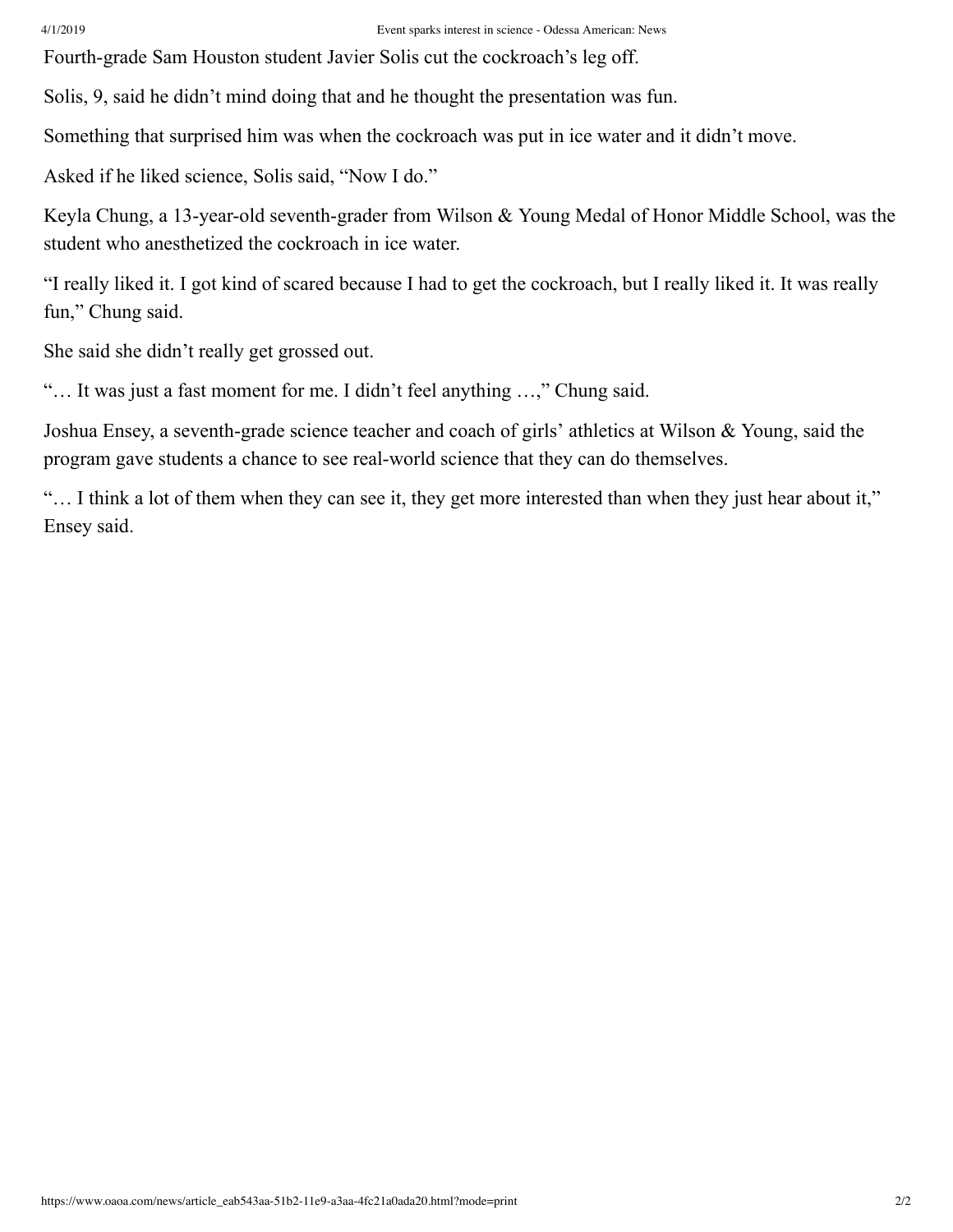Fourth-grade Sam Houston student Javier Solis cut the cockroach's leg off.

Solis, 9, said he didn't mind doing that and he thought the presentation was fun.

Something that surprised him was when the cockroach was put in ice water and it didn't move.

Asked if he liked science, Solis said, "Now I do."

Keyla Chung, a 13-year-old seventh-grader from Wilson & Young Medal of Honor Middle School, was the student who anesthetized the cockroach in ice water.

"I really liked it. I got kind of scared because I had to get the cockroach, but I really liked it. It was really fun," Chung said.

She said she didn't really get grossed out.

"… It was just a fast moment for me. I didn't feel anything …," Chung said.

Joshua Ensey, a seventh-grade science teacher and coach of girls' athletics at Wilson & Young, said the program gave students a chance to see real-world science that they can do themselves.

"… I think a lot of them when they can see it, they get more interested than when they just hear about it," Ensey said.